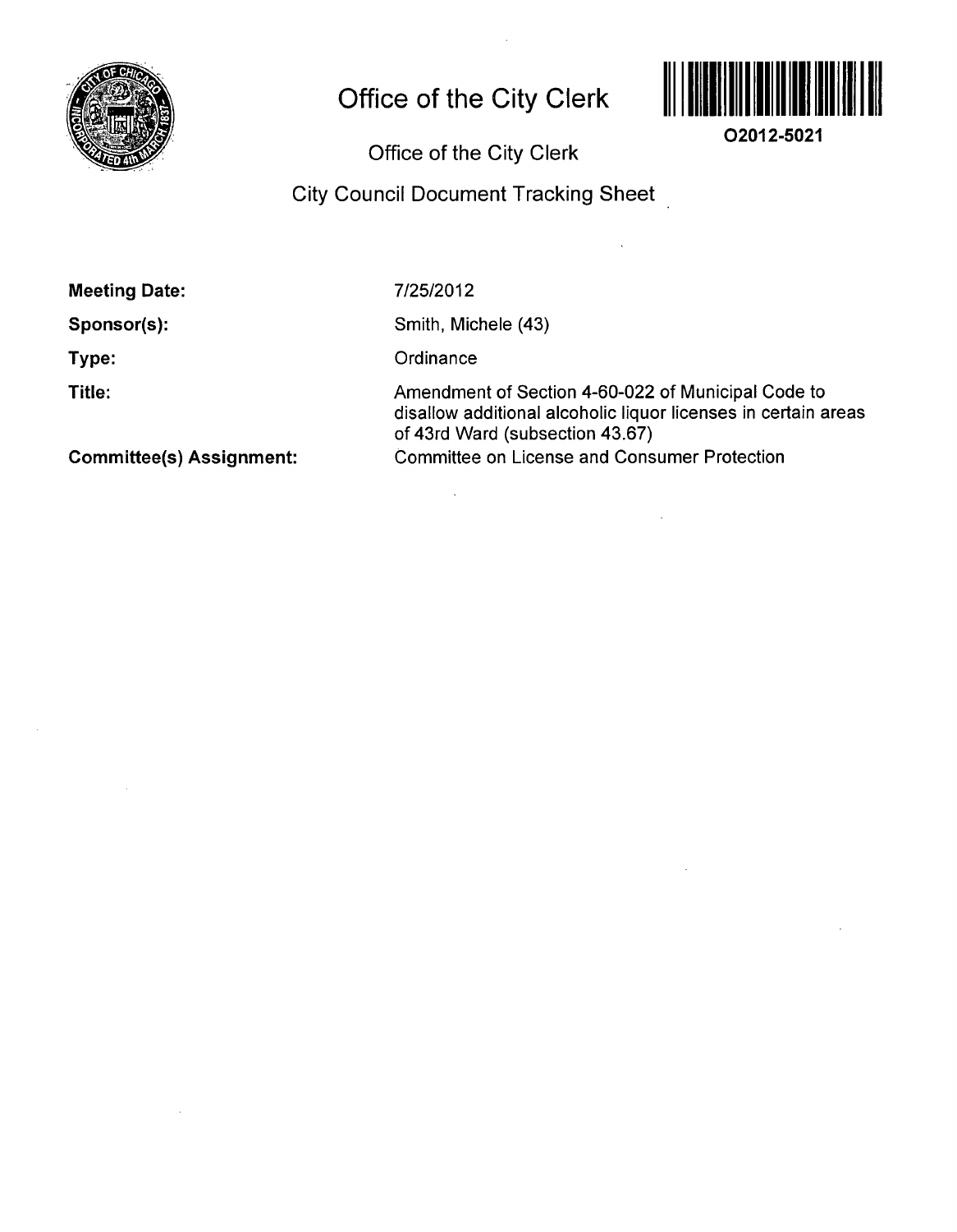# Office of the City Clerk

O2012-5021

## Office of the City Clerk

## City Council Document Tracking Sheet

**Meeting Date:** 7/25/2012

**Sponsor(s):** Smith, Michele (43)

**Type:** Ordinance

**Title:** Amendment of Section 4-60-022 of Municipal Code to disallow additional alcoholic liquor licenses in certain areas of 43rd Ward (subsection 43.67)

**Committee(s) Assignment:** Committee on License and Consumer Protection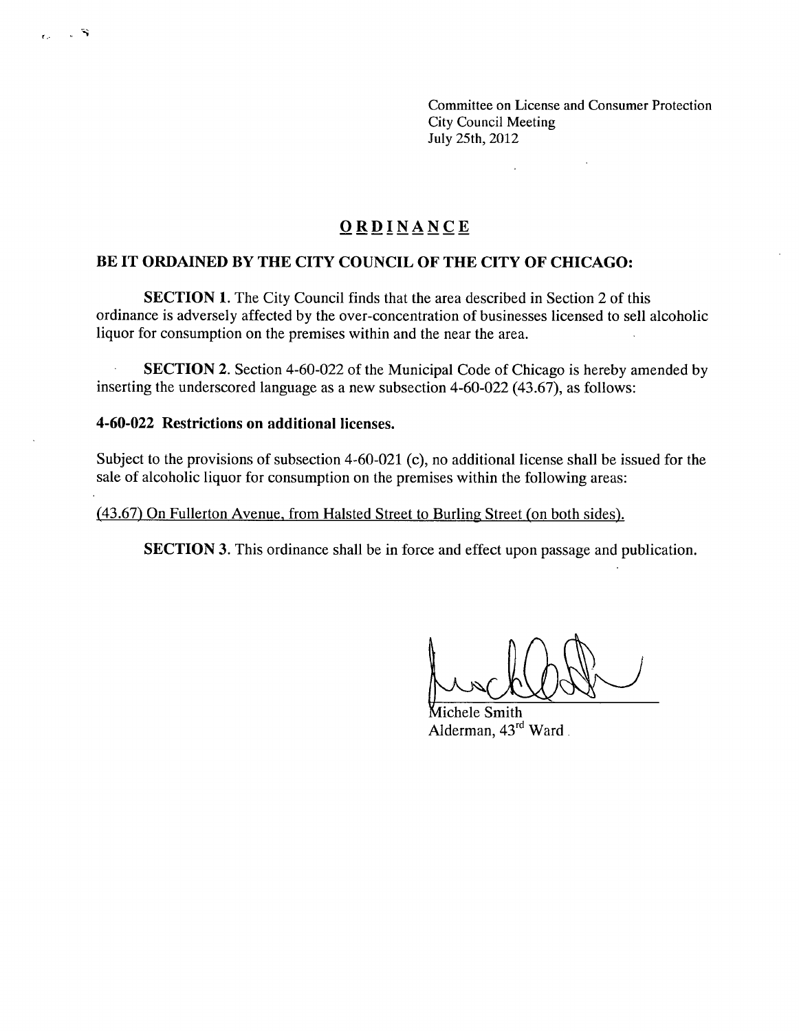Committee on License and Consumer Protection
City Council Meeting
July 25th, 2012

# ORDINANCE

**BE IT ORDAINED BY THE CITY COUNCIL OF THE CITY OF CHICAGO:**

**SECTION 1.** The City Council finds that the area described in Section 2 of this ordinance is adversely affected by the over-concentration of businesses licensed to sell alcoholic liquor for consumption on the premises within and the near the area.

**SECTION 2.** Section 4-60-022 of the Municipal Code of Chicago is hereby amended by inserting the underscored language as a new subsection 4-60-022 (43.67), as follows:

**4-60-022 Restrictions on additional licenses.**

Subject to the provisions of subsection 4-60-021 (c), no additional license shall be issued for the sale of alcoholic liquor for consumption on the premises within the following areas:

<u>(43.67) On Fullerton Avenue, from Halsted Street to Burling Street (on both sides).</u>

**SECTION 3.** This ordinance shall be in force and effect upon passage and publication.

Michele Smith
Alderman, 43rd Ward